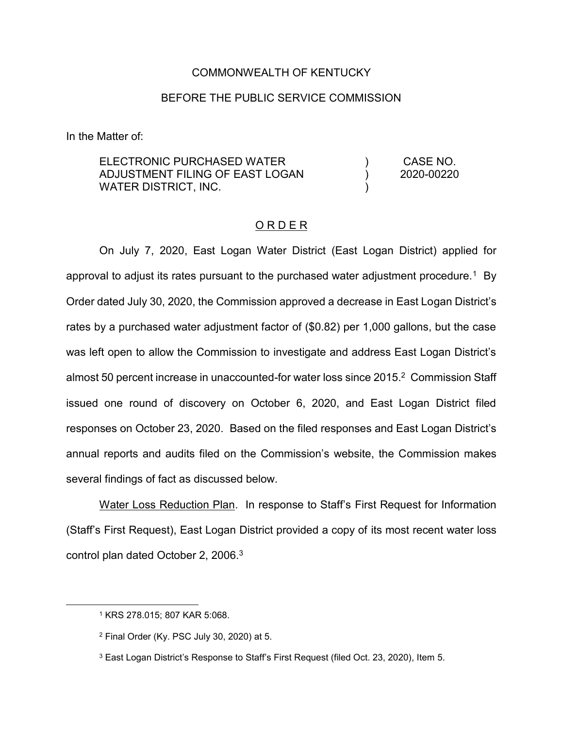COMMONWEALTH OF KENTUCKY

BEFORE THE PUBLIC SERVICE COMMISSION

In the Matter of:

| | | |
|---|---|---|
| ELECTRONIC PURCHASED WATER ADJUSTMENT FILING OF EAST LOGAN WATER DISTRICT, INC. | ) ) ) | CASE NO. 2020-00220 |

## O R D E R

On July 7, 2020, East Logan Water District (East Logan District) applied for approval to adjust its rates pursuant to the purchased water adjustment procedure.[1] By Order dated July 30, 2020, the Commission approved a decrease in East Logan District's rates by a purchased water adjustment factor of ($0.82) per 1,000 gallons, but the case was left open to allow the Commission to investigate and address East Logan District's almost 50 percent increase in unaccounted-for water loss since 2015.[2] Commission Staff issued one round of discovery on October 6, 2020, and East Logan District filed responses on October 23, 2020. Based on the filed responses and East Logan District's annual reports and audits filed on the Commission's website, the Commission makes several findings of fact as discussed below.

<u>Water Loss Reduction Plan</u>. In response to Staff's First Request for Information (Staff's First Request), East Logan District provided a copy of its most recent water loss control plan dated October 2, 2006.[3]

---

[1] KRS 278.015; 807 KAR 5:068.

[2] Final Order (Ky. PSC July 30, 2020) at 5.

[3] East Logan District's Response to Staff's First Request (filed Oct. 23, 2020), Item 5.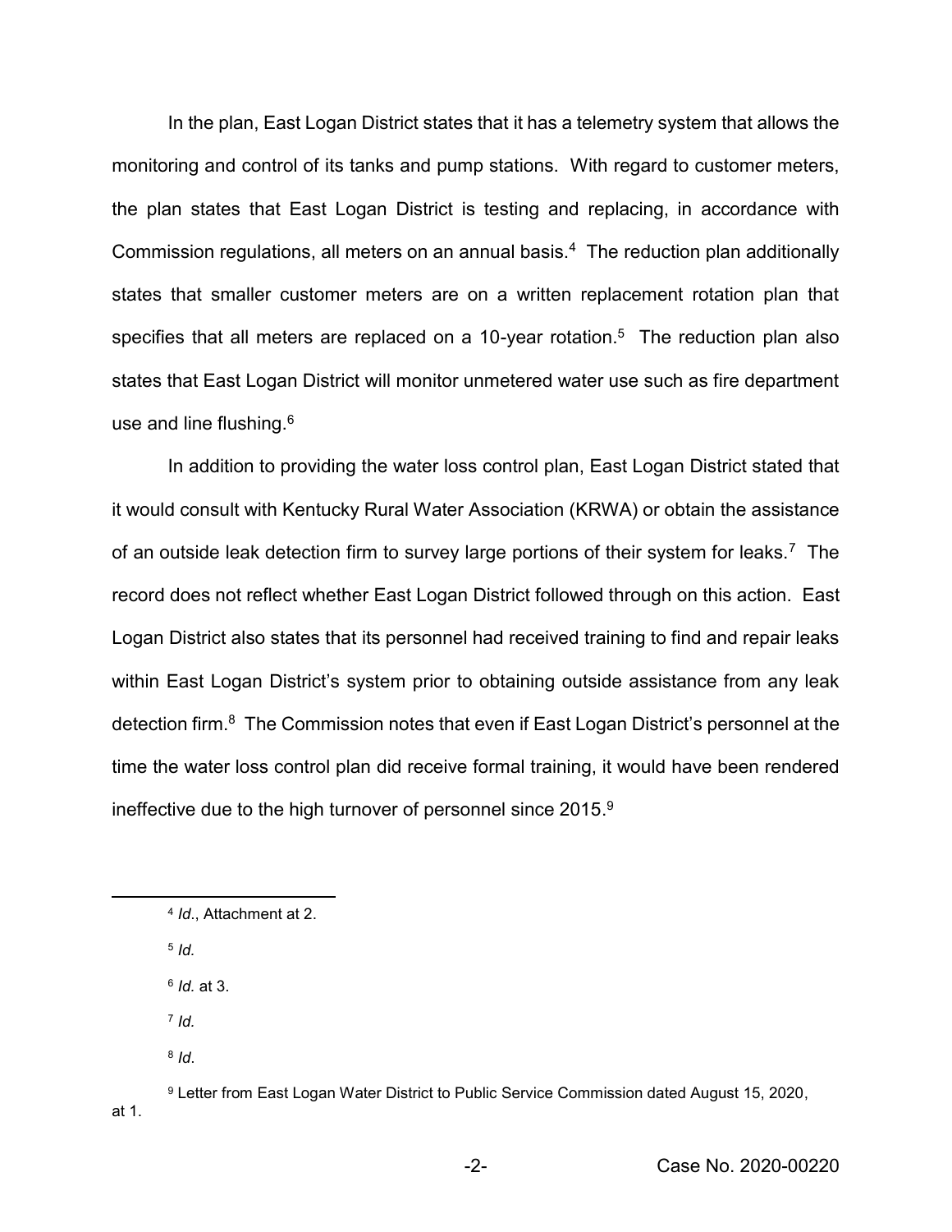In the plan, East Logan District states that it has a telemetry system that allows the monitoring and control of its tanks and pump stations. With regard to customer meters, the plan states that East Logan District is testing and replacing, in accordance with Commission regulations, all meters on an annual basis.[4] The reduction plan additionally states that smaller customer meters are on a written replacement rotation plan that specifies that all meters are replaced on a 10-year rotation.[5] The reduction plan also states that East Logan District will monitor unmetered water use such as fire department use and line flushing.[6]

In addition to providing the water loss control plan, East Logan District stated that it would consult with Kentucky Rural Water Association (KRWA) or obtain the assistance of an outside leak detection firm to survey large portions of their system for leaks.[7] The record does not reflect whether East Logan District followed through on this action. East Logan District also states that its personnel had received training to find and repair leaks within East Logan District's system prior to obtaining outside assistance from any leak detection firm.[8] The Commission notes that even if East Logan District's personnel at the time the water loss control plan did receive formal training, it would have been rendered ineffective due to the high turnover of personnel since 2015.[9]

---

[4] *Id*., Attachment at 2.

[5] *Id.*

[6] *Id.* at 3.

[7] *Id.*

[8] *Id*.

[9] Letter from East Logan Water District to Public Service Commission dated August 15, 2020, at 1.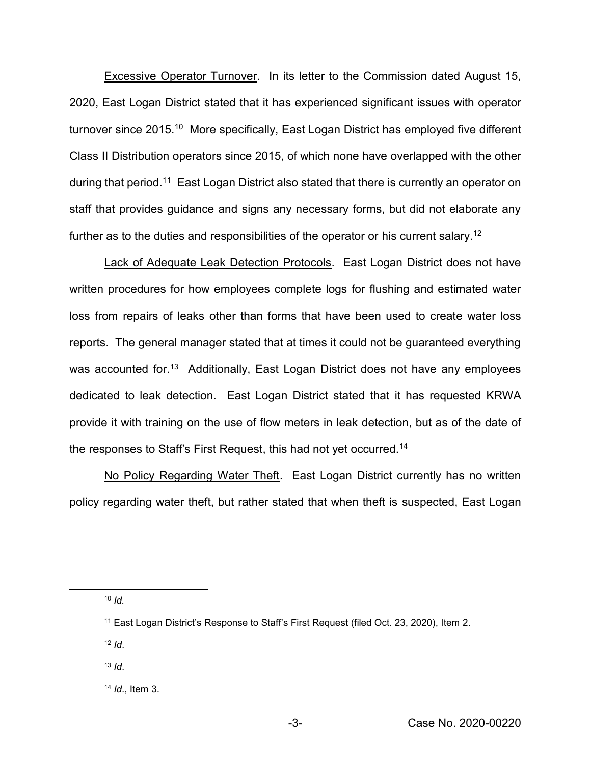Excessive Operator Turnover. In its letter to the Commission dated August 15, 2020, East Logan District stated that it has experienced significant issues with operator turnover since 2015.[10] More specifically, East Logan District has employed five different Class II Distribution operators since 2015, of which none have overlapped with the other during that period.[11] East Logan District also stated that there is currently an operator on staff that provides guidance and signs any necessary forms, but did not elaborate any further as to the duties and responsibilities of the operator or his current salary.[12]

Lack of Adequate Leak Detection Protocols. East Logan District does not have written procedures for how employees complete logs for flushing and estimated water loss from repairs of leaks other than forms that have been used to create water loss reports. The general manager stated that at times it could not be guaranteed everything was accounted for.[13] Additionally, East Logan District does not have any employees dedicated to leak detection. East Logan District stated that it has requested KRWA provide it with training on the use of flow meters in leak detection, but as of the date of the responses to Staff's First Request, this had not yet occurred.[14]

No Policy Regarding Water Theft. East Logan District currently has no written policy regarding water theft, but rather stated that when theft is suspected, East Logan

---

[10] *Id.*

[11] East Logan District's Response to Staff's First Request (filed Oct. 23, 2020), Item 2.

[12] *Id*.

[13] *Id*.

[14] *Id*., Item 3.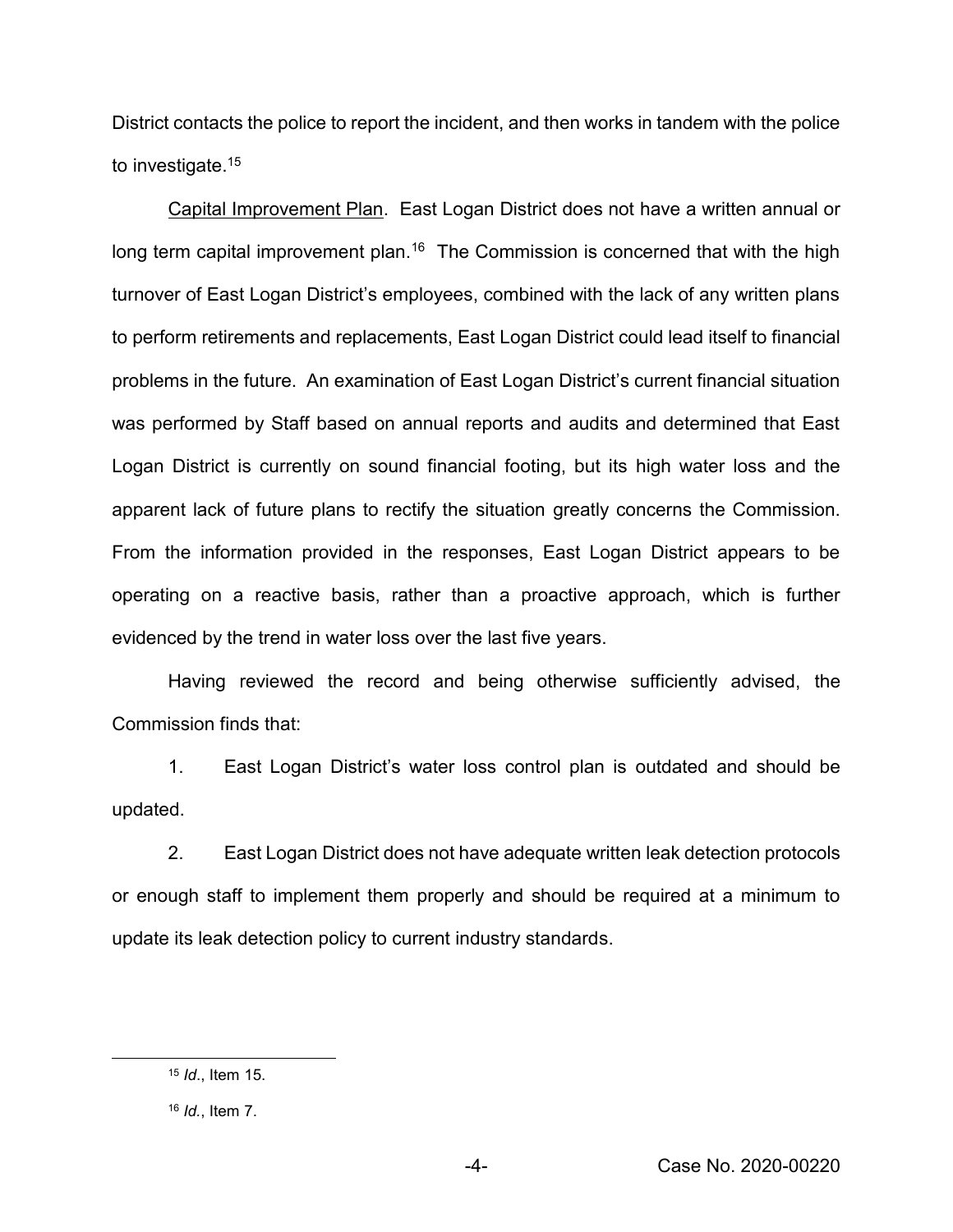District contacts the police to report the incident, and then works in tandem with the police to investigate.[15]

Capital Improvement Plan. East Logan District does not have a written annual or long term capital improvement plan.[16] The Commission is concerned that with the high turnover of East Logan District's employees, combined with the lack of any written plans to perform retirements and replacements, East Logan District could lead itself to financial problems in the future. An examination of East Logan District's current financial situation was performed by Staff based on annual reports and audits and determined that East Logan District is currently on sound financial footing, but its high water loss and the apparent lack of future plans to rectify the situation greatly concerns the Commission. From the information provided in the responses, East Logan District appears to be operating on a reactive basis, rather than a proactive approach, which is further evidenced by the trend in water loss over the last five years.

Having reviewed the record and being otherwise sufficiently advised, the Commission finds that:

1. East Logan District's water loss control plan is outdated and should be updated.

2. East Logan District does not have adequate written leak detection protocols or enough staff to implement them properly and should be required at a minimum to update its leak detection policy to current industry standards.

---

[15] *Id*., Item 15.

[16] *Id*., Item 7.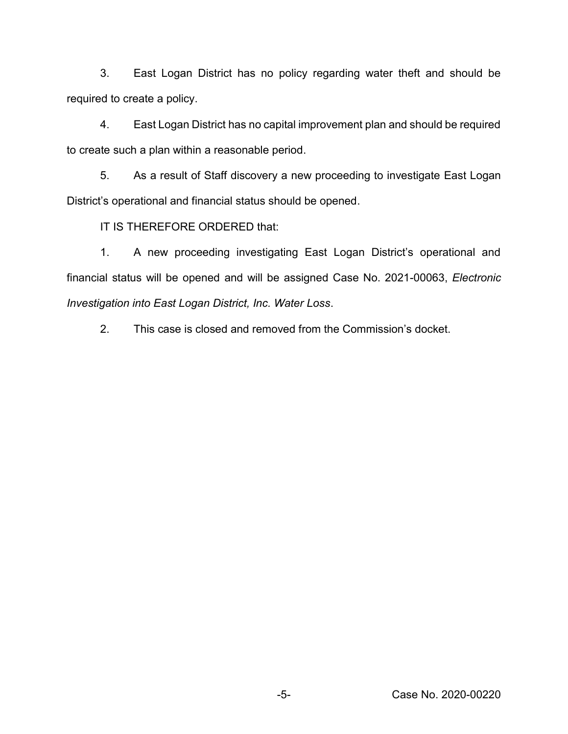3. East Logan District has no policy regarding water theft and should be required to create a policy.

4. East Logan District has no capital improvement plan and should be required to create such a plan within a reasonable period.

5. As a result of Staff discovery a new proceeding to investigate East Logan District's operational and financial status should be opened.

IT IS THEREFORE ORDERED that:

1. A new proceeding investigating East Logan District's operational and financial status will be opened and will be assigned Case No. 2021-00063, *Electronic Investigation into East Logan District, Inc. Water Loss*.

2. This case is closed and removed from the Commission's docket.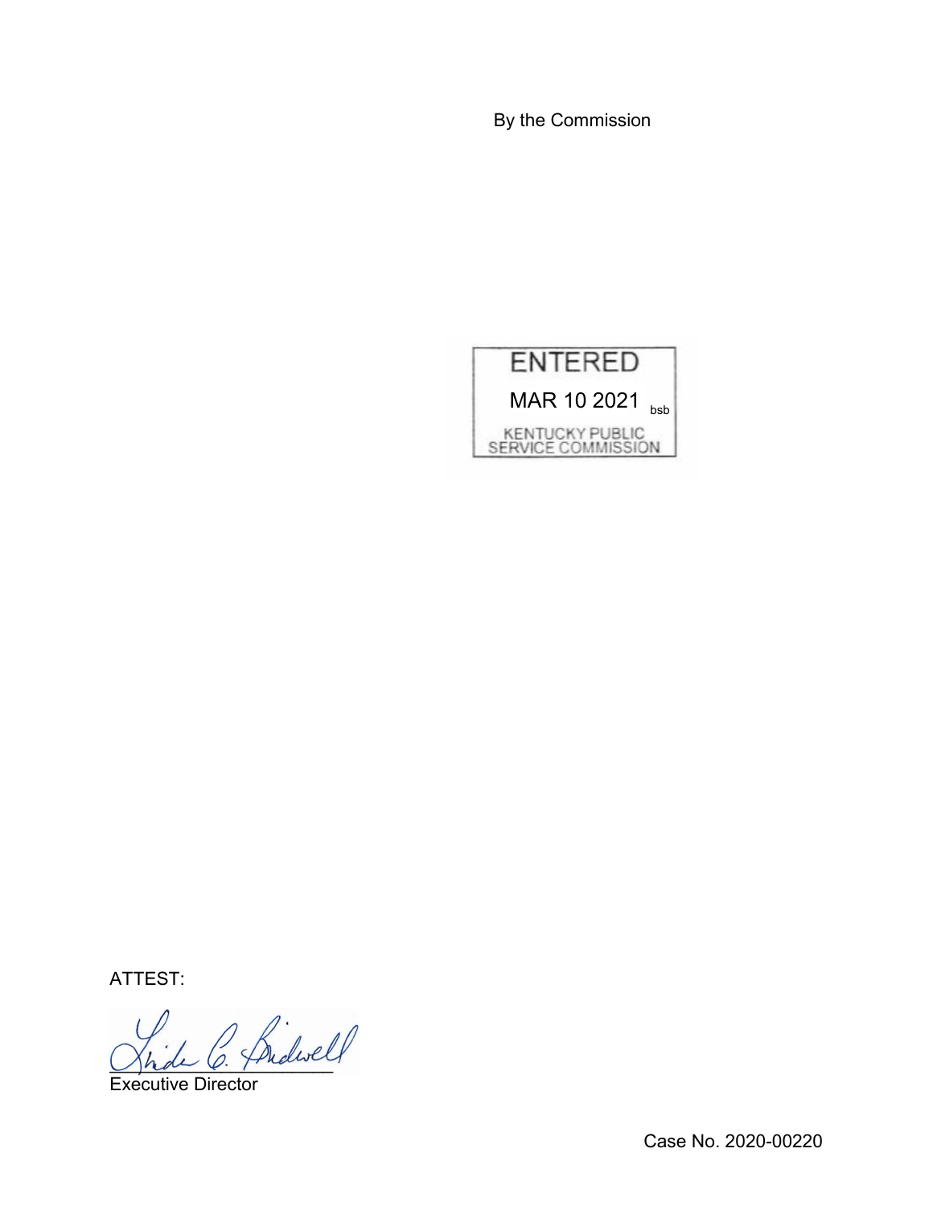By the Commission

ENTERED

MAR 10 2021 bsb

KENTUCKY PUBLIC SERVICE COMMISSION

ATTEST:

Executive Director

Case No. 2020-00220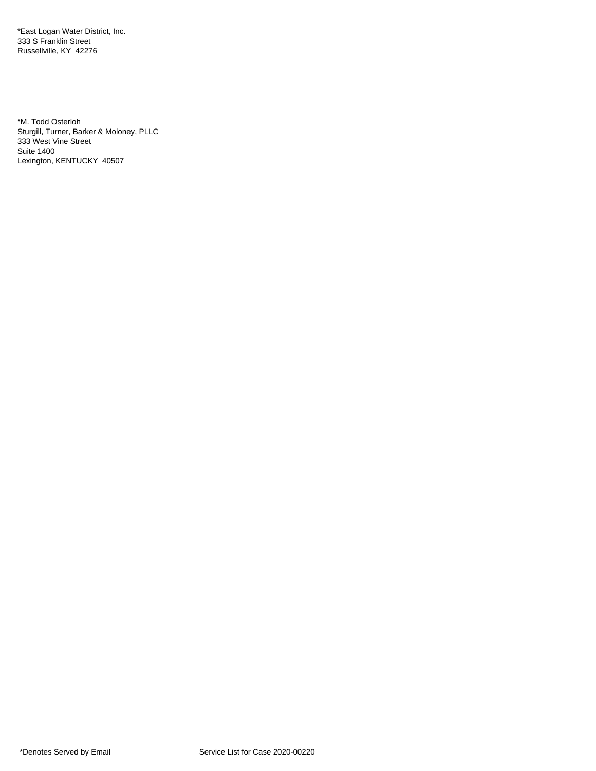*East Logan Water District, Inc.
333 S Franklin Street
Russellville, KY  42276

*M. Todd Osterloh
Sturgill, Turner, Barker & Moloney, PLLC
333 West Vine Street
Suite 1400
Lexington, KENTUCKY  40507

*Denotes Served by Email

Service List for Case 2020-00220